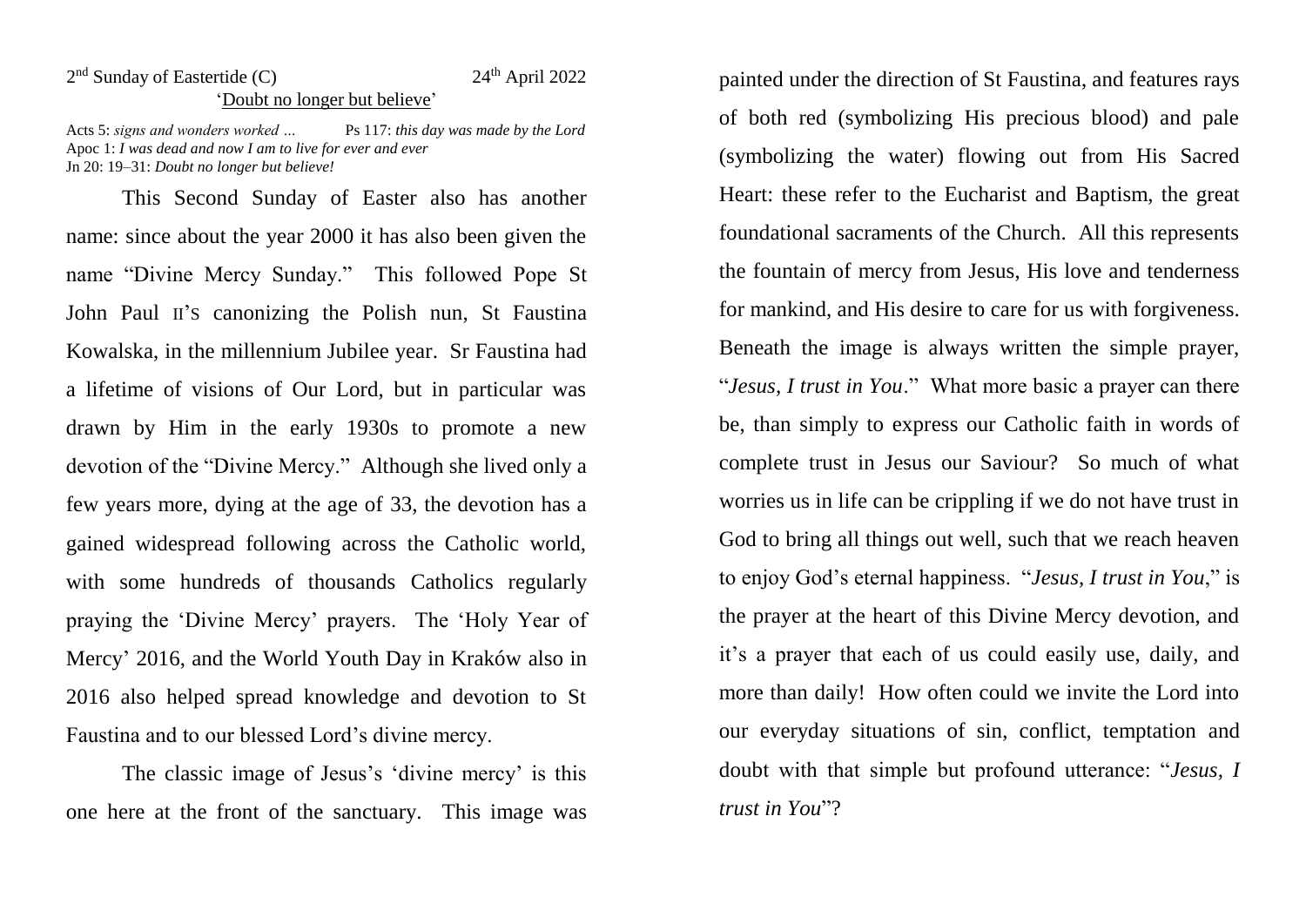2nd Sunday of Eastertide (C) 24th April 2022

'Doubt no longer but believe'

Acts 5: *signs and wonders worked …* Ps 117: *this day was made by the Lord*
Apoc 1: *I was dead and now I am to live for ever and ever*
Jn 20: 19–31: *Doubt no longer but believe!*

This Second Sunday of Easter also has another name: since about the year 2000 it has also been given the name "Divine Mercy Sunday." This followed Pope St John Paul II's canonizing the Polish nun, St Faustina Kowalska, in the millennium Jubilee year. Sr Faustina had a lifetime of visions of Our Lord, but in particular was drawn by Him in the early 1930s to promote a new devotion of the "Divine Mercy." Although she lived only a few years more, dying at the age of 33, the devotion has a gained widespread following across the Catholic world, with some hundreds of thousands Catholics regularly praying the 'Divine Mercy' prayers. The 'Holy Year of Mercy' 2016, and the World Youth Day in Kraków also in 2016 also helped spread knowledge and devotion to St Faustina and to our blessed Lord's divine mercy.

The classic image of Jesus's 'divine mercy' is this one here at the front of the sanctuary. This image was painted under the direction of St Faustina, and features rays of both red (symbolizing His precious blood) and pale (symbolizing the water) flowing out from His Sacred Heart: these refer to the Eucharist and Baptism, the great foundational sacraments of the Church. All this represents the fountain of mercy from Jesus, His love and tenderness for mankind, and His desire to care for us with forgiveness. Beneath the image is always written the simple prayer, "*Jesus, I trust in You*." What more basic a prayer can there be, than simply to express our Catholic faith in words of complete trust in Jesus our Saviour? So much of what worries us in life can be crippling if we do not have trust in God to bring all things out well, such that we reach heaven to enjoy God's eternal happiness. "*Jesus, I trust in You*," is the prayer at the heart of this Divine Mercy devotion, and it's a prayer that each of us could easily use, daily, and more than daily! How often could we invite the Lord into our everyday situations of sin, conflict, temptation and doubt with that simple but profound utterance: "*Jesus, I trust in You*"?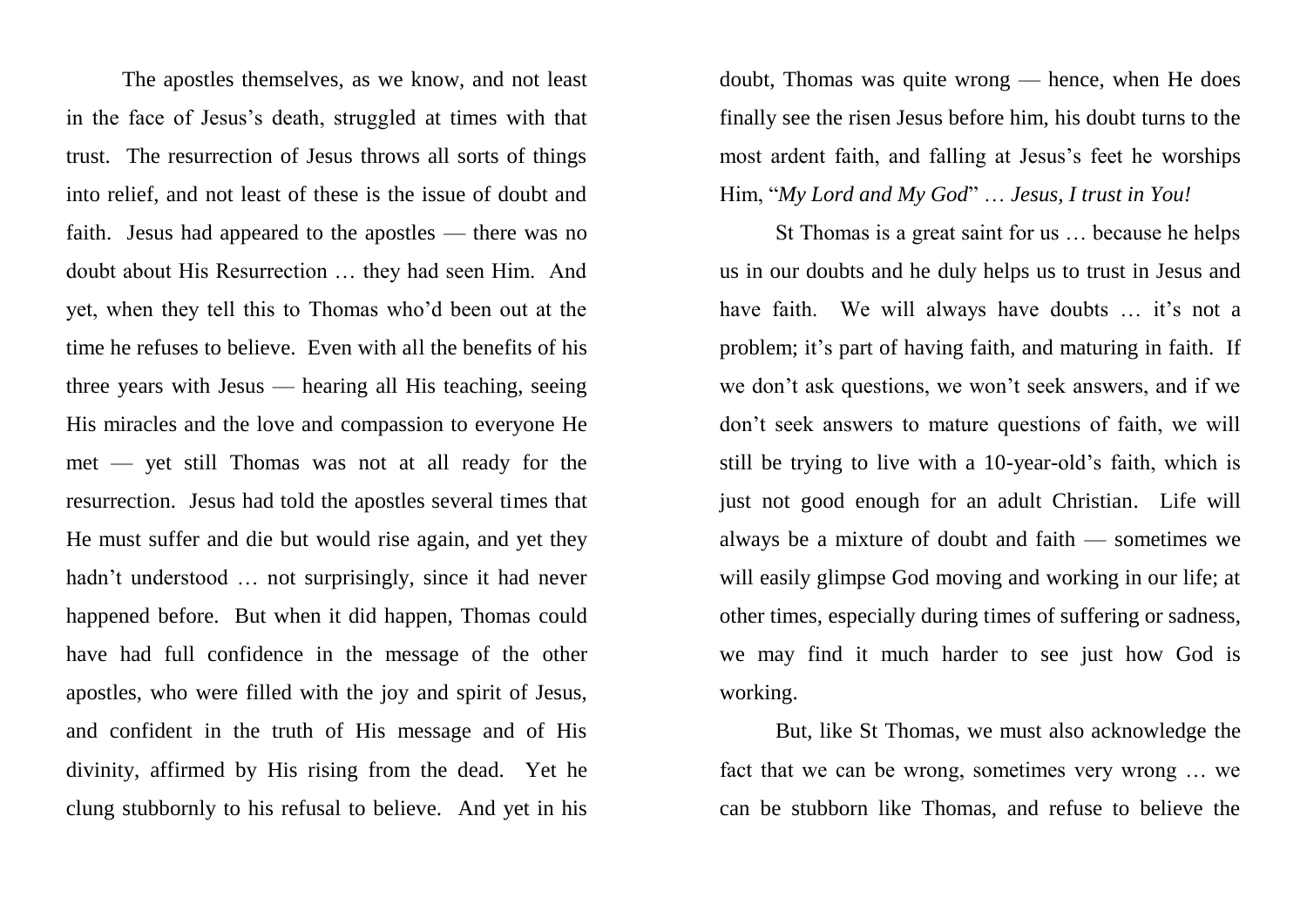The apostles themselves, as we know, and not least in the face of Jesus's death, struggled at times with that trust. The resurrection of Jesus throws all sorts of things into relief, and not least of these is the issue of doubt and faith. Jesus had appeared to the apostles — there was no doubt about His Resurrection … they had seen Him. And yet, when they tell this to Thomas who'd been out at the time he refuses to believe. Even with all the benefits of his three years with Jesus — hearing all His teaching, seeing His miracles and the love and compassion to everyone He met — yet still Thomas was not at all ready for the resurrection. Jesus had told the apostles several times that He must suffer and die but would rise again, and yet they hadn't understood … not surprisingly, since it had never happened before. But when it did happen, Thomas could have had full confidence in the message of the other apostles, who were filled with the joy and spirit of Jesus, and confident in the truth of His message and of His divinity, affirmed by His rising from the dead. Yet he clung stubbornly to his refusal to believe. And yet in his doubt, Thomas was quite wrong — hence, when He does finally see the risen Jesus before him, his doubt turns to the most ardent faith, and falling at Jesus's feet he worships Him, "*My Lord and My God*" … *Jesus, I trust in You!*

St Thomas is a great saint for us … because he helps us in our doubts and he duly helps us to trust in Jesus and have faith. We will always have doubts … it's not a problem; it's part of having faith, and maturing in faith. If we don't ask questions, we won't seek answers, and if we don't seek answers to mature questions of faith, we will still be trying to live with a 10-year-old's faith, which is just not good enough for an adult Christian. Life will always be a mixture of doubt and faith — sometimes we will easily glimpse God moving and working in our life; at other times, especially during times of suffering or sadness, we may find it much harder to see just how God is working.

But, like St Thomas, we must also acknowledge the fact that we can be wrong, sometimes very wrong … we can be stubborn like Thomas, and refuse to believe the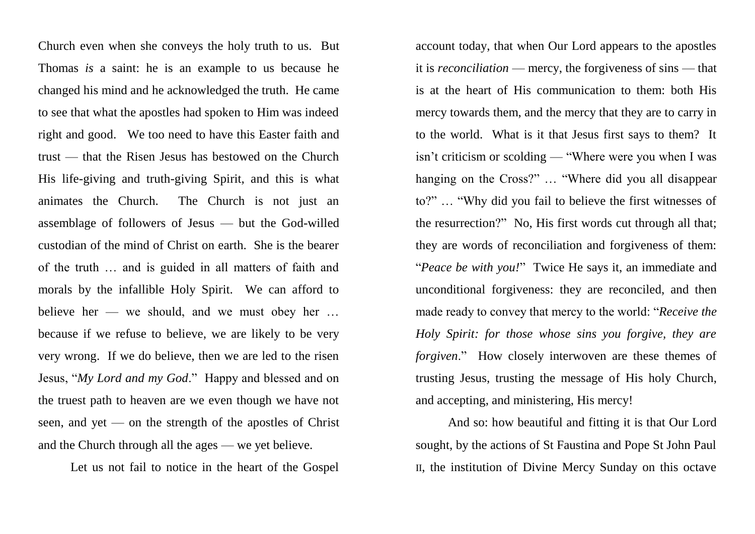Church even when she conveys the holy truth to us. But Thomas *is* a saint: he is an example to us because he changed his mind and he acknowledged the truth. He came to see that what the apostles had spoken to Him was indeed right and good. We too need to have this Easter faith and trust — that the Risen Jesus has bestowed on the Church His life-giving and truth-giving Spirit, and this is what animates the Church. The Church is not just an assemblage of followers of Jesus — but the God-willed custodian of the mind of Christ on earth. She is the bearer of the truth … and is guided in all matters of faith and morals by the infallible Holy Spirit. We can afford to believe her — we should, and we must obey her … because if we refuse to believe, we are likely to be very very wrong. If we do believe, then we are led to the risen Jesus, "*My Lord and my God*." Happy and blessed and on the truest path to heaven are we even though we have not seen, and yet — on the strength of the apostles of Christ and the Church through all the ages — we yet believe.

Let us not fail to notice in the heart of the Gospel account today, that when Our Lord appears to the apostles it is *reconciliation* — mercy, the forgiveness of sins — that is at the heart of His communication to them: both His mercy towards them, and the mercy that they are to carry in to the world. What is it that Jesus first says to them? It isn't criticism or scolding — "Where were you when I was hanging on the Cross?" … "Where did you all disappear to?" … "Why did you fail to believe the first witnesses of the resurrection?" No, His first words cut through all that; they are words of reconciliation and forgiveness of them: "*Peace be with you!*" Twice He says it, an immediate and unconditional forgiveness: they are reconciled, and then made ready to convey that mercy to the world: "*Receive the Holy Spirit: for those whose sins you forgive, they are forgiven*." How closely interwoven are these themes of trusting Jesus, trusting the message of His holy Church, and accepting, and ministering, His mercy!

And so: how beautiful and fitting it is that Our Lord sought, by the actions of St Faustina and Pope St John Paul II, the institution of Divine Mercy Sunday on this octave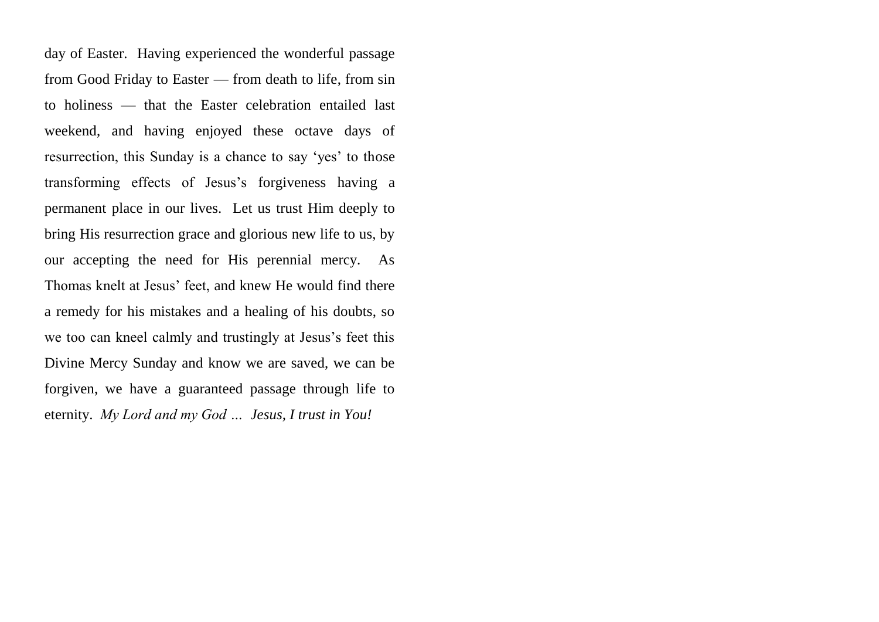day of Easter. Having experienced the wonderful passage from Good Friday to Easter — from death to life, from sin to holiness — that the Easter celebration entailed last weekend, and having enjoyed these octave days of resurrection, this Sunday is a chance to say 'yes' to those transforming effects of Jesus's forgiveness having a permanent place in our lives. Let us trust Him deeply to bring His resurrection grace and glorious new life to us, by our accepting the need for His perennial mercy. As Thomas knelt at Jesus' feet, and knew He would find there a remedy for his mistakes and a healing of his doubts, so we too can kneel calmly and trustingly at Jesus's feet this Divine Mercy Sunday and know we are saved, we can be forgiven, we have a guaranteed passage through life to eternity. *My Lord and my God … Jesus, I trust in You!*